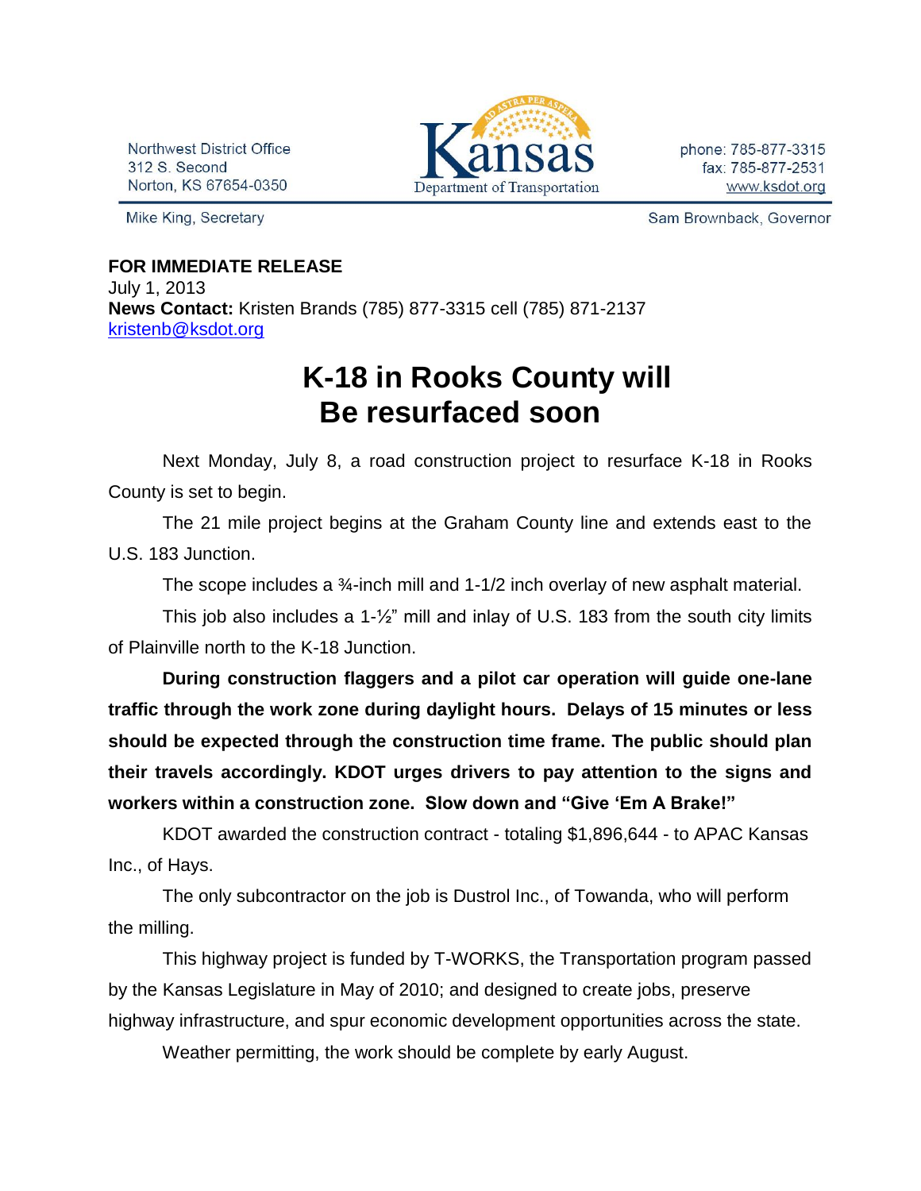Northwest District Office
312 S. Second
Norton, KS 67654-0350

Kansas Department of Transportation

phone: 785-877-3315
fax: 785-877-2531
www.ksdot.org

Mike King, Secretary

Sam Brownback, Governor

**FOR IMMEDIATE RELEASE**
July 1, 2013
**News Contact:** Kristen Brands (785) 877-3315 cell (785) 871-2137
kristenb@ksdot.org

# K-18 in Rooks County will Be resurfaced soon

Next Monday, July 8, a road construction project to resurface K-18 in Rooks County is set to begin.

The 21 mile project begins at the Graham County line and extends east to the U.S. 183 Junction.

The scope includes a ¾-inch mill and 1-1/2 inch overlay of new asphalt material.

This job also includes a 1-½" mill and inlay of U.S. 183 from the south city limits of Plainville north to the K-18 Junction.

**During construction flaggers and a pilot car operation will guide one-lane traffic through the work zone during daylight hours. Delays of 15 minutes or less should be expected through the construction time frame. The public should plan their travels accordingly. KDOT urges drivers to pay attention to the signs and workers within a construction zone. Slow down and "Give 'Em A Brake!"**

KDOT awarded the construction contract - totaling $1,896,644 - to APAC Kansas Inc., of Hays.

The only subcontractor on the job is Dustrol Inc., of Towanda, who will perform the milling.

This highway project is funded by T-WORKS, the Transportation program passed by the Kansas Legislature in May of 2010; and designed to create jobs, preserve highway infrastructure, and spur economic development opportunities across the state.

Weather permitting, the work should be complete by early August.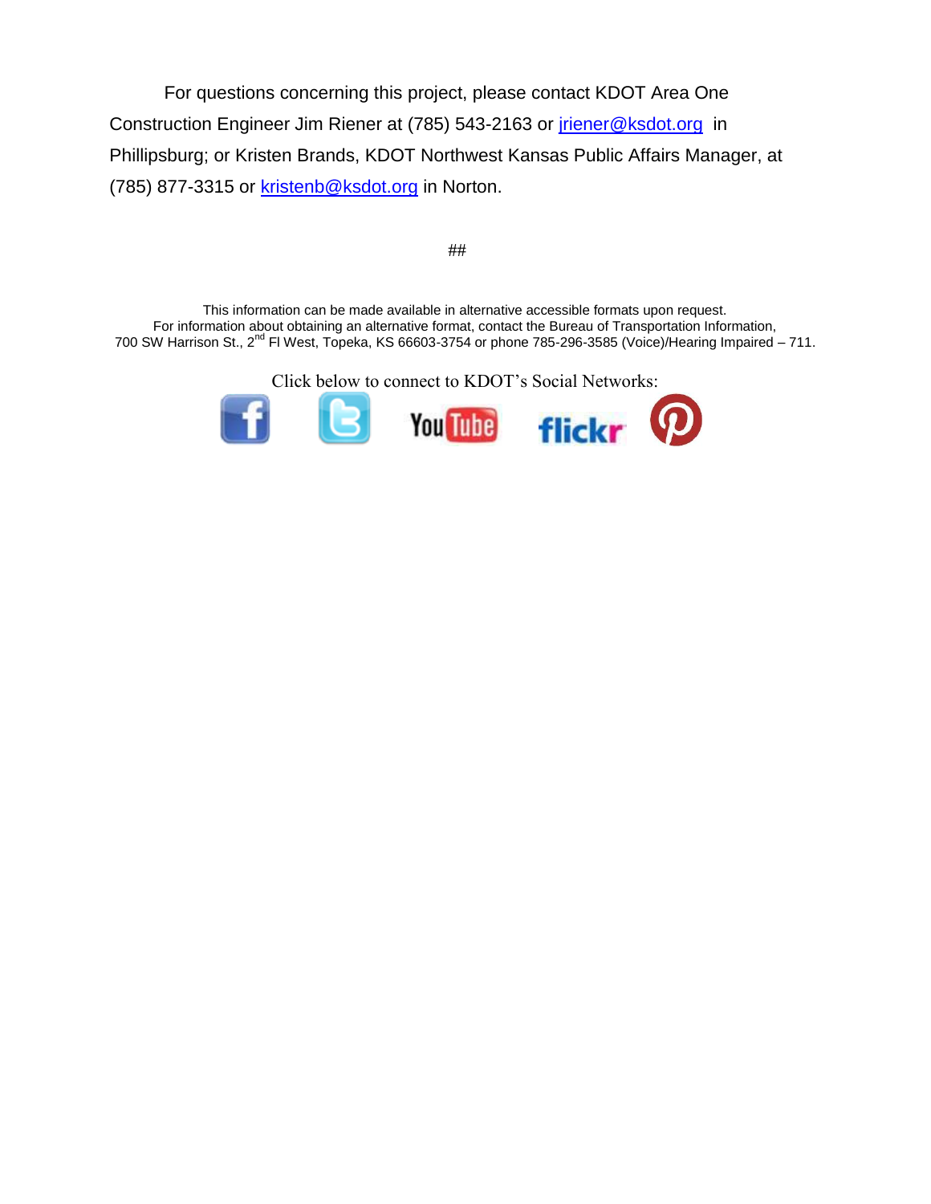For questions concerning this project, please contact KDOT Area One Construction Engineer Jim Riener at (785) 543-2163 or jriener@ksdot.org in Phillipsburg; or Kristen Brands, KDOT Northwest Kansas Public Affairs Manager, at (785) 877-3315 or kristenb@ksdot.org in Norton.

##

This information can be made available in alternative accessible formats upon request. For information about obtaining an alternative format, contact the Bureau of Transportation Information, 700 SW Harrison St., 2nd Fl West, Topeka, KS 66603-3754 or phone 785-296-3585 (Voice)/Hearing Impaired – 711.

Click below to connect to KDOT's Social Networks: